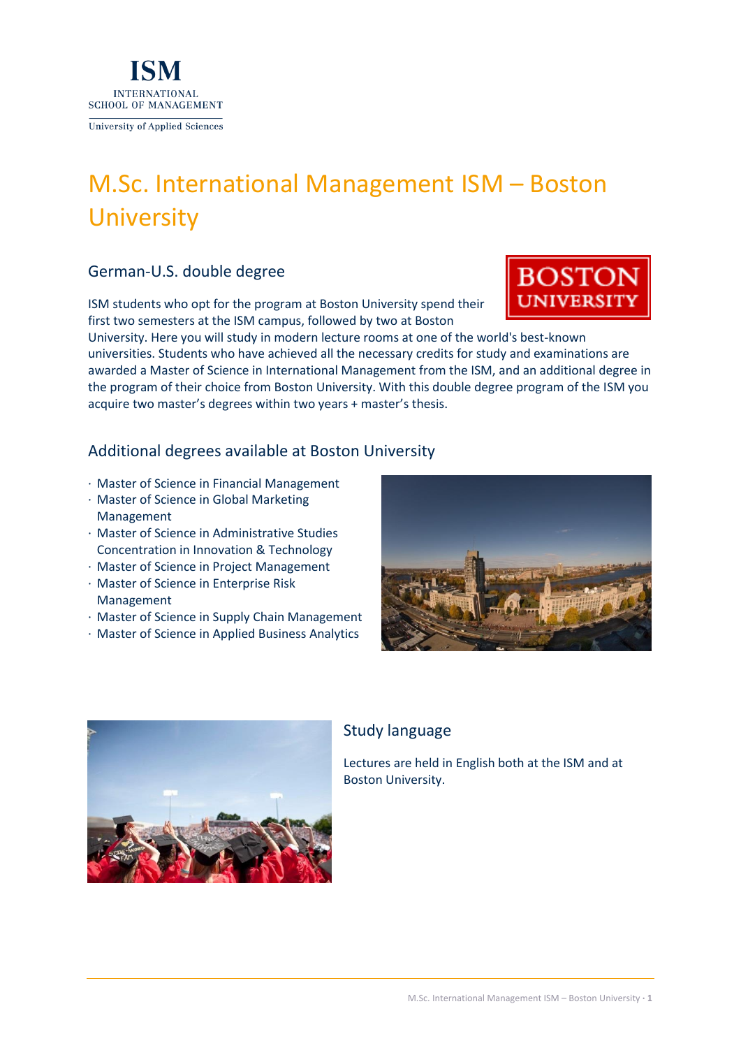ISM
INTERNATIONAL SCHOOL OF MANAGEMENT
University of Applied Sciences

# M.Sc. International Management ISM – Boston University

## German-U.S. double degree

ISM students who opt for the program at Boston University spend their first two semesters at the ISM campus, followed by two at Boston University. Here you will study in modern lecture rooms at one of the world's best-known universities. Students who have achieved all the necessary credits for study and examinations are awarded a Master of Science in International Management from the ISM, and an additional degree in the program of their choice from Boston University. With this double degree program of the ISM you acquire two master's degrees within two years + master's thesis.

## Additional degrees available at Boston University

- Master of Science in Financial Management
- Master of Science in Global Marketing Management
- Master of Science in Administrative Studies Concentration in Innovation & Technology
- Master of Science in Project Management
- Master of Science in Enterprise Risk Management
- Master of Science in Supply Chain Management
- Master of Science in Applied Business Analytics

## Study language

Lectures are held in English both at the ISM and at Boston University.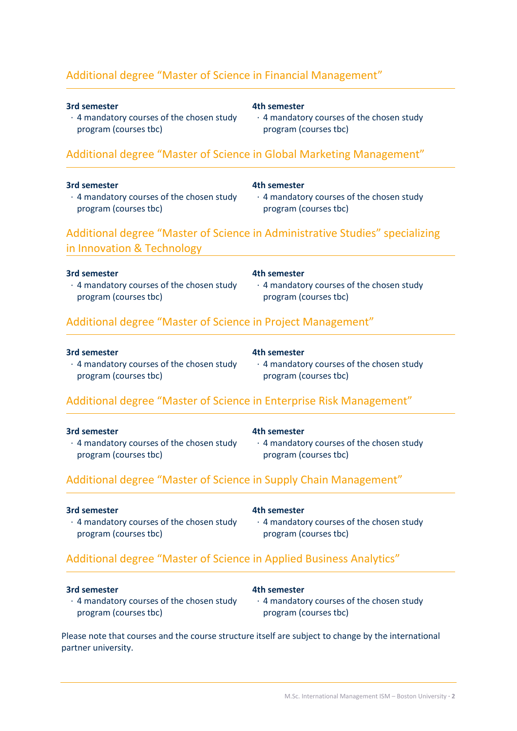## Additional degree "Master of Science in Financial Management"

**3rd semester**
- 4 mandatory courses of the chosen study program (courses tbc)

**4th semester**
- 4 mandatory courses of the chosen study program (courses tbc)

## Additional degree "Master of Science in Global Marketing Management"

**3rd semester**
- 4 mandatory courses of the chosen study program (courses tbc)

**4th semester**
- 4 mandatory courses of the chosen study program (courses tbc)

## Additional degree "Master of Science in Administrative Studies" specializing in Innovation & Technology

**3rd semester**
- 4 mandatory courses of the chosen study program (courses tbc)

**4th semester**
- 4 mandatory courses of the chosen study program (courses tbc)

## Additional degree "Master of Science in Project Management"

**3rd semester**
- 4 mandatory courses of the chosen study program (courses tbc)

**4th semester**
- 4 mandatory courses of the chosen study program (courses tbc)

## Additional degree "Master of Science in Enterprise Risk Management"

**3rd semester**
- 4 mandatory courses of the chosen study program (courses tbc)

**4th semester**
- 4 mandatory courses of the chosen study program (courses tbc)

## Additional degree "Master of Science in Supply Chain Management"

**3rd semester**
- 4 mandatory courses of the chosen study program (courses tbc)

**4th semester**
- 4 mandatory courses of the chosen study program (courses tbc)

## Additional degree "Master of Science in Applied Business Analytics"

**3rd semester**
- 4 mandatory courses of the chosen study program (courses tbc)

**4th semester**
- 4 mandatory courses of the chosen study program (courses tbc)

Please note that courses and the course structure itself are subject to change by the international partner university.